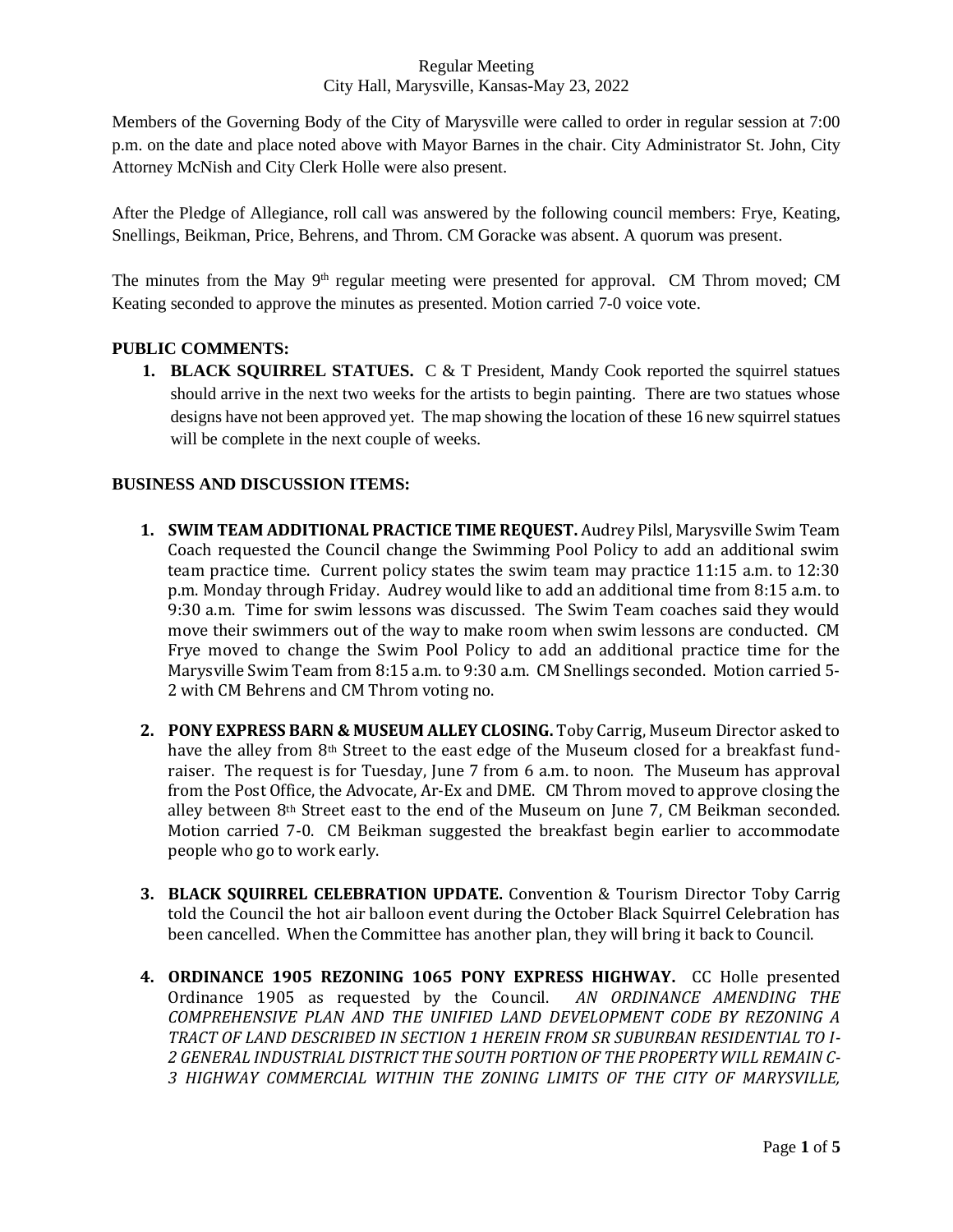Regular Meeting
City Hall, Marysville, Kansas-May 23, 2022

Members of the Governing Body of the City of Marysville were called to order in regular session at 7:00 p.m. on the date and place noted above with Mayor Barnes in the chair. City Administrator St. John, City Attorney McNish and City Clerk Holle were also present.

After the Pledge of Allegiance, roll call was answered by the following council members: Frye, Keating, Snellings, Beikman, Price, Behrens, and Throm. CM Goracke was absent. A quorum was present.

The minutes from the May 9th regular meeting were presented for approval. CM Throm moved; CM Keating seconded to approve the minutes as presented. Motion carried 7-0 voice vote.

**PUBLIC COMMENTS:**

1. **BLACK SQUIRREL STATUES.** C & T President, Mandy Cook reported the squirrel statues should arrive in the next two weeks for the artists to begin painting. There are two statues whose designs have not been approved yet. The map showing the location of these 16 new squirrel statues will be complete in the next couple of weeks.

**BUSINESS AND DISCUSSION ITEMS:**

1. **SWIM TEAM ADDITIONAL PRACTICE TIME REQUEST.** Audrey Pilsl, Marysville Swim Team Coach requested the Council change the Swimming Pool Policy to add an additional swim team practice time. Current policy states the swim team may practice 11:15 a.m. to 12:30 p.m. Monday through Friday. Audrey would like to add an additional time from 8:15 a.m. to 9:30 a.m. Time for swim lessons was discussed. The Swim Team coaches said they would move their swimmers out of the way to make room when swim lessons are conducted. CM Frye moved to change the Swim Pool Policy to add an additional practice time for the Marysville Swim Team from 8:15 a.m. to 9:30 a.m. CM Snellings seconded. Motion carried 5-2 with CM Behrens and CM Throm voting no.

2. **PONY EXPRESS BARN & MUSEUM ALLEY CLOSING.** Toby Carrig, Museum Director asked to have the alley from 8th Street to the east edge of the Museum closed for a breakfast fund-raiser. The request is for Tuesday, June 7 from 6 a.m. to noon. The Museum has approval from the Post Office, the Advocate, Ar-Ex and DME. CM Throm moved to approve closing the alley between 8th Street east to the end of the Museum on June 7, CM Beikman seconded. Motion carried 7-0. CM Beikman suggested the breakfast begin earlier to accommodate people who go to work early.

3. **BLACK SQUIRREL CELEBRATION UPDATE.** Convention & Tourism Director Toby Carrig told the Council the hot air balloon event during the October Black Squirrel Celebration has been cancelled. When the Committee has another plan, they will bring it back to Council.

4. **ORDINANCE 1905 REZONING 1065 PONY EXPRESS HIGHWAY.** CC Holle presented Ordinance 1905 as requested by the Council. *AN ORDINANCE AMENDING THE COMPREHENSIVE PLAN AND THE UNIFIED LAND DEVELOPMENT CODE BY REZONING A TRACT OF LAND DESCRIBED IN SECTION 1 HEREIN FROM SR SUBURBAN RESIDENTIAL TO I-2 GENERAL INDUSTRIAL DISTRICT THE SOUTH PORTION OF THE PROPERTY WILL REMAIN C-3 HIGHWAY COMMERCIAL WITHIN THE ZONING LIMITS OF THE CITY OF MARYSVILLE,*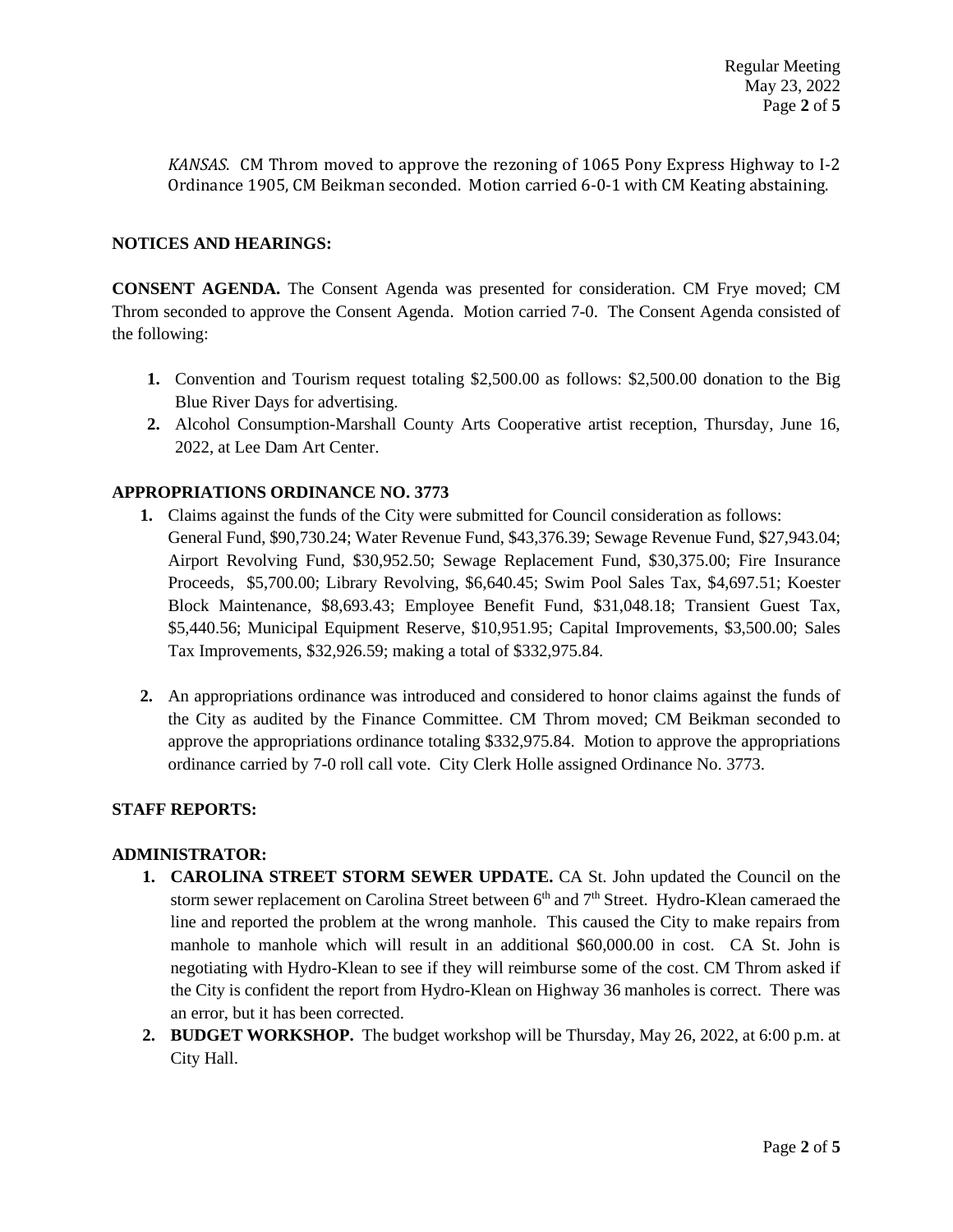*KANSAS.* CM Throm moved to approve the rezoning of 1065 Pony Express Highway to I-2 Ordinance 1905, CM Beikman seconded. Motion carried 6-0-1 with CM Keating abstaining.

**NOTICES AND HEARINGS:**

**CONSENT AGENDA.** The Consent Agenda was presented for consideration. CM Frye moved; CM Throm seconded to approve the Consent Agenda. Motion carried 7-0. The Consent Agenda consisted of the following:

1. Convention and Tourism request totaling $2,500.00 as follows: $2,500.00 donation to the Big Blue River Days for advertising.
2. Alcohol Consumption-Marshall County Arts Cooperative artist reception, Thursday, June 16, 2022, at Lee Dam Art Center.

**APPROPRIATIONS ORDINANCE NO. 3773**

1. Claims against the funds of the City were submitted for Council consideration as follows: General Fund, $90,730.24; Water Revenue Fund, $43,376.39; Sewage Revenue Fund, $27,943.04; Airport Revolving Fund, $30,952.50; Sewage Replacement Fund, $30,375.00; Fire Insurance Proceeds, $5,700.00; Library Revolving, $6,640.45; Swim Pool Sales Tax, $4,697.51; Koester Block Maintenance, $8,693.43; Employee Benefit Fund, $31,048.18; Transient Guest Tax, $5,440.56; Municipal Equipment Reserve, $10,951.95; Capital Improvements, $3,500.00; Sales Tax Improvements, $32,926.59; making a total of $332,975.84.

2. An appropriations ordinance was introduced and considered to honor claims against the funds of the City as audited by the Finance Committee. CM Throm moved; CM Beikman seconded to approve the appropriations ordinance totaling $332,975.84. Motion to approve the appropriations ordinance carried by 7-0 roll call vote. City Clerk Holle assigned Ordinance No. 3773.

**STAFF REPORTS:**

**ADMINISTRATOR:**

1. **CAROLINA STREET STORM SEWER UPDATE.** CA St. John updated the Council on the storm sewer replacement on Carolina Street between 6th and 7th Street. Hydro-Klean cameraed the line and reported the problem at the wrong manhole. This caused the City to make repairs from manhole to manhole which will result in an additional $60,000.00 in cost. CA St. John is negotiating with Hydro-Klean to see if they will reimburse some of the cost. CM Throm asked if the City is confident the report from Hydro-Klean on Highway 36 manholes is correct. There was an error, but it has been corrected.
2. **BUDGET WORKSHOP.** The budget workshop will be Thursday, May 26, 2022, at 6:00 p.m. at City Hall.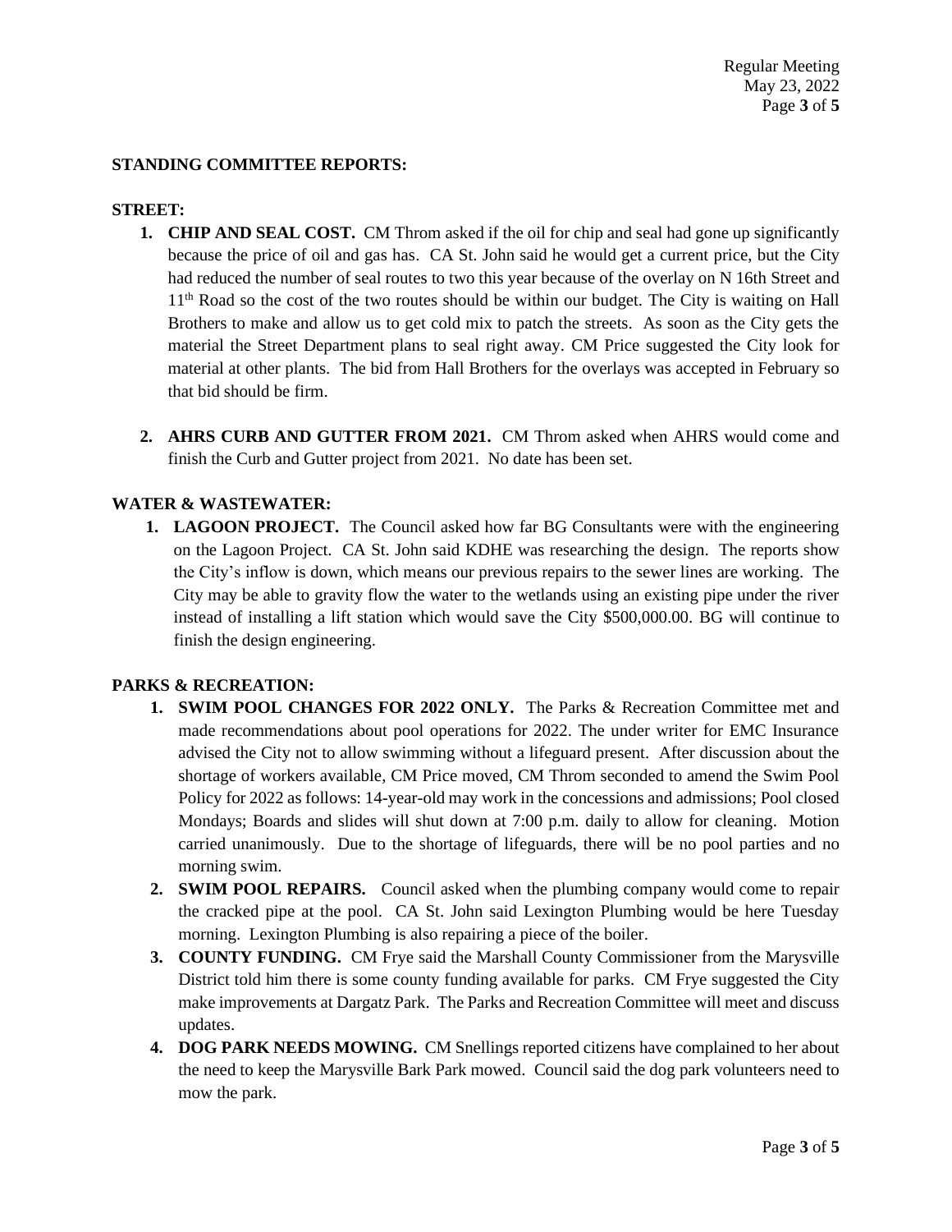**STANDING COMMITTEE REPORTS:**

**STREET:**

1. **CHIP AND SEAL COST.** CM Throm asked if the oil for chip and seal had gone up significantly because the price of oil and gas has. CA St. John said he would get a current price, but the City had reduced the number of seal routes to two this year because of the overlay on N 16th Street and 11th Road so the cost of the two routes should be within our budget. The City is waiting on Hall Brothers to make and allow us to get cold mix to patch the streets. As soon as the City gets the material the Street Department plans to seal right away. CM Price suggested the City look for material at other plants. The bid from Hall Brothers for the overlays was accepted in February so that bid should be firm.

2. **AHRS CURB AND GUTTER FROM 2021.** CM Throm asked when AHRS would come and finish the Curb and Gutter project from 2021. No date has been set.

**WATER & WASTEWATER:**

1. **LAGOON PROJECT.** The Council asked how far BG Consultants were with the engineering on the Lagoon Project. CA St. John said KDHE was researching the design. The reports show the City's inflow is down, which means our previous repairs to the sewer lines are working. The City may be able to gravity flow the water to the wetlands using an existing pipe under the river instead of installing a lift station which would save the City $500,000.00. BG will continue to finish the design engineering.

**PARKS & RECREATION:**

1. **SWIM POOL CHANGES FOR 2022 ONLY.** The Parks & Recreation Committee met and made recommendations about pool operations for 2022. The under writer for EMC Insurance advised the City not to allow swimming without a lifeguard present. After discussion about the shortage of workers available, CM Price moved, CM Throm seconded to amend the Swim Pool Policy for 2022 as follows: 14-year-old may work in the concessions and admissions; Pool closed Mondays; Boards and slides will shut down at 7:00 p.m. daily to allow for cleaning. Motion carried unanimously. Due to the shortage of lifeguards, there will be no pool parties and no morning swim.
2. **SWIM POOL REPAIRS.** Council asked when the plumbing company would come to repair the cracked pipe at the pool. CA St. John said Lexington Plumbing would be here Tuesday morning. Lexington Plumbing is also repairing a piece of the boiler.
3. **COUNTY FUNDING.** CM Frye said the Marshall County Commissioner from the Marysville District told him there is some county funding available for parks. CM Frye suggested the City make improvements at Dargatz Park. The Parks and Recreation Committee will meet and discuss updates.
4. **DOG PARK NEEDS MOWING.** CM Snellings reported citizens have complained to her about the need to keep the Marysville Bark Park mowed. Council said the dog park volunteers need to mow the park.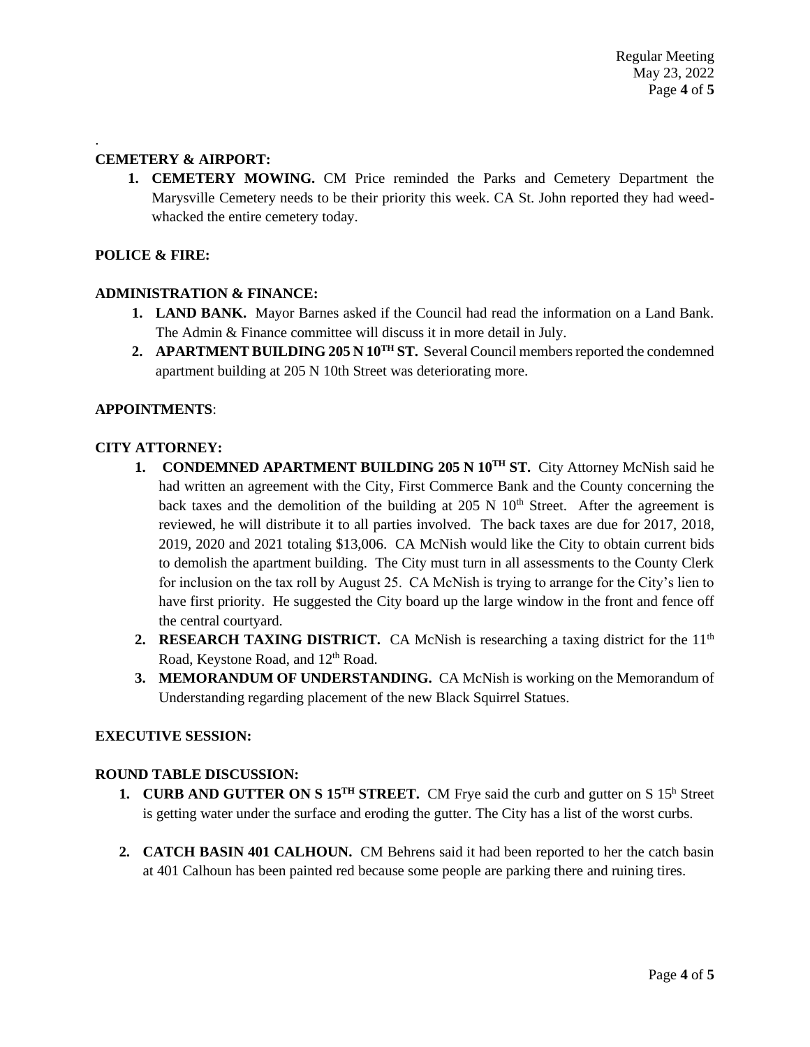**CEMETERY & AIRPORT:**

1. **CEMETERY MOWING.** CM Price reminded the Parks and Cemetery Department the Marysville Cemetery needs to be their priority this week. CA St. John reported they had weed-whacked the entire cemetery today.

**POLICE & FIRE:**

**ADMINISTRATION & FINANCE:**

1. **LAND BANK.** Mayor Barnes asked if the Council had read the information on a Land Bank. The Admin & Finance committee will discuss it in more detail in July.
2. **APARTMENT BUILDING 205 N 10TH ST.** Several Council members reported the condemned apartment building at 205 N 10th Street was deteriorating more.

**APPOINTMENTS**:

**CITY ATTORNEY:**

1. **CONDEMNED APARTMENT BUILDING 205 N 10TH ST.** City Attorney McNish said he had written an agreement with the City, First Commerce Bank and the County concerning the back taxes and the demolition of the building at 205 N 10th Street. After the agreement is reviewed, he will distribute it to all parties involved. The back taxes are due for 2017, 2018, 2019, 2020 and 2021 totaling $13,006. CA McNish would like the City to obtain current bids to demolish the apartment building. The City must turn in all assessments to the County Clerk for inclusion on the tax roll by August 25. CA McNish is trying to arrange for the City's lien to have first priority. He suggested the City board up the large window in the front and fence off the central courtyard.
2. **RESEARCH TAXING DISTRICT.** CA McNish is researching a taxing district for the 11th Road, Keystone Road, and 12th Road.
3. **MEMORANDUM OF UNDERSTANDING.** CA McNish is working on the Memorandum of Understanding regarding placement of the new Black Squirrel Statues.

**EXECUTIVE SESSION:**

**ROUND TABLE DISCUSSION:**

1. **CURB AND GUTTER ON S 15TH STREET.** CM Frye said the curb and gutter on S 15h Street is getting water under the surface and eroding the gutter. The City has a list of the worst curbs.
2. **CATCH BASIN 401 CALHOUN.** CM Behrens said it had been reported to her the catch basin at 401 Calhoun has been painted red because some people are parking there and ruining tires.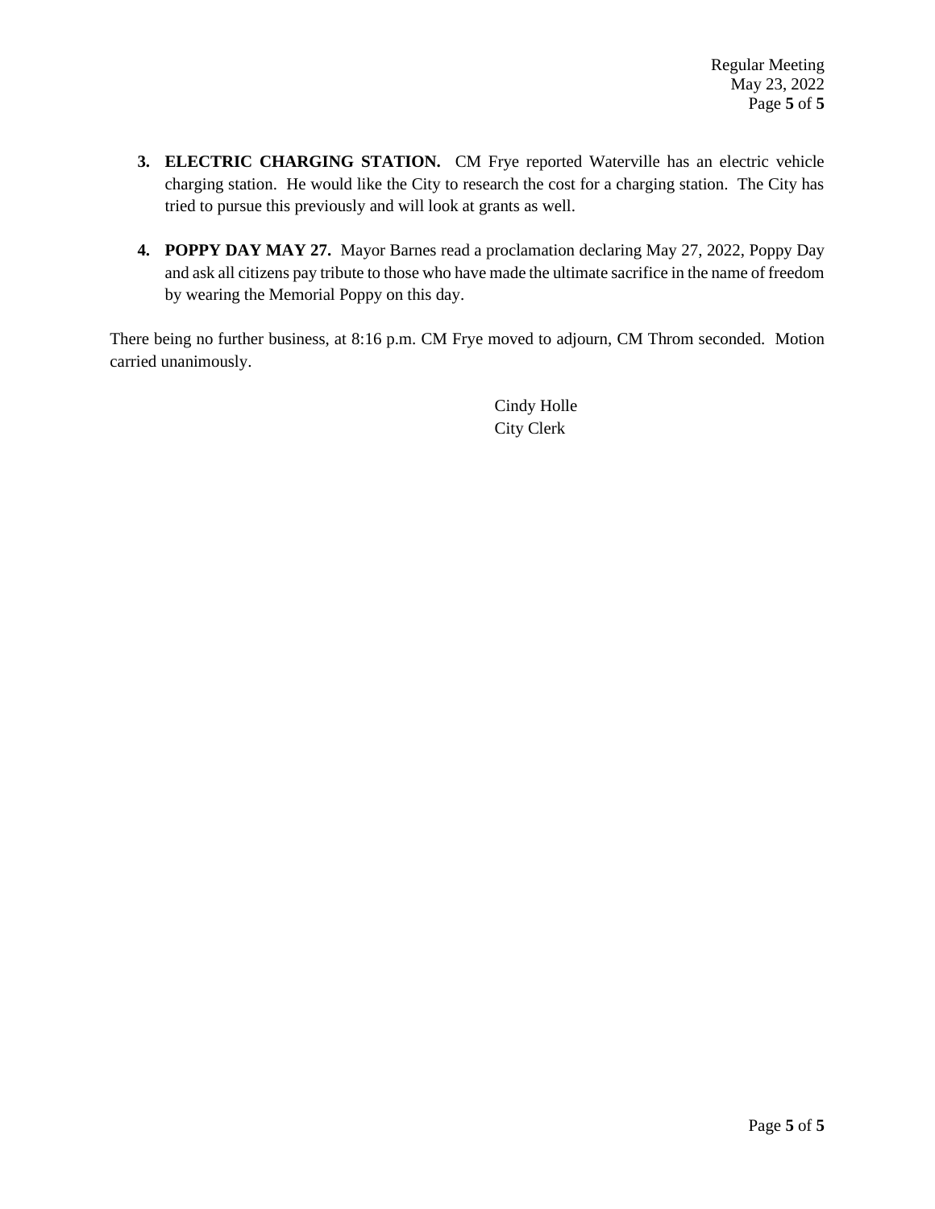3. **ELECTRIC CHARGING STATION.** CM Frye reported Waterville has an electric vehicle charging station. He would like the City to research the cost for a charging station. The City has tried to pursue this previously and will look at grants as well.

4. **POPPY DAY MAY 27.** Mayor Barnes read a proclamation declaring May 27, 2022, Poppy Day and ask all citizens pay tribute to those who have made the ultimate sacrifice in the name of freedom by wearing the Memorial Poppy on this day.

There being no further business, at 8:16 p.m. CM Frye moved to adjourn, CM Throm seconded. Motion carried unanimously.

Cindy Holle
City Clerk